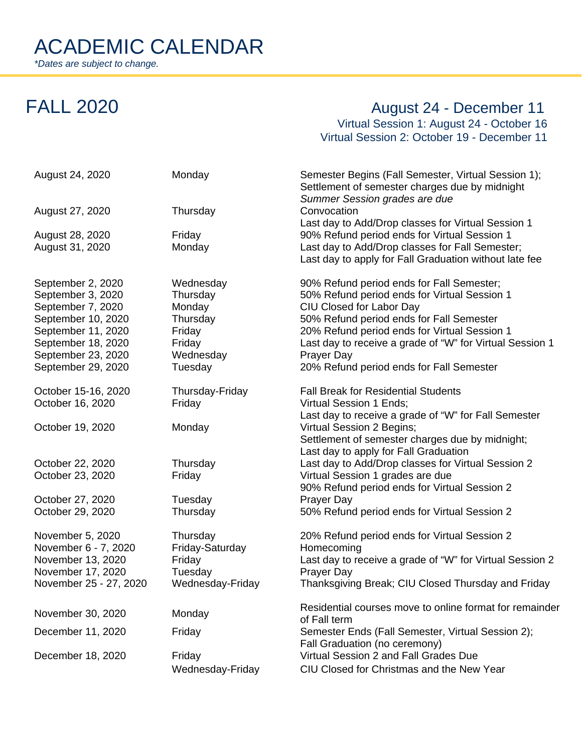# ACADEMIC CALENDAR

*\*Dates are subject to change.*

## FALL 2020

**August 24 - December 11**

Virtual Session 1: August 24 - October 16

Virtual Session 2: October 19 - December 11

| Date | Day | Event |
|---|---|---|
| August 24, 2020 | Monday | Semester Begins (Fall Semester, Virtual Session 1); Settlement of semester charges due by midnight; *Summer Session grades are due* |
| August 27, 2020 | Thursday | Convocation; Last day to Add/Drop classes for Virtual Session 1 |
| August 28, 2020 | Friday | 90% Refund period ends for Virtual Session 1 |
| August 31, 2020 | Monday | Last day to Add/Drop classes for Fall Semester; Last day to apply for Fall Graduation without late fee |
| September 2, 2020 | Wednesday | 90% Refund period ends for Fall Semester; |
| September 3, 2020 | Thursday | 50% Refund period ends for Virtual Session 1 |
| September 7, 2020 | Monday | CIU Closed for Labor Day |
| September 10, 2020 | Thursday | 50% Refund period ends for Fall Semester |
| September 11, 2020 | Friday | 20% Refund period ends for Virtual Session 1 |
| September 18, 2020 | Friday | Last day to receive a grade of "W" for Virtual Session 1 |
| September 23, 2020 | Wednesday | Prayer Day |
| September 29, 2020 | Tuesday | 20% Refund period ends for Fall Semester |
| October 15-16, 2020 | Thursday-Friday | Fall Break for Residential Students |
| October 16, 2020 | Friday | Virtual Session 1 Ends; Last day to receive a grade of "W" for Fall Semester |
| October 19, 2020 | Monday | Virtual Session 2 Begins; Settlement of semester charges due by midnight; Last day to apply for Fall Graduation |
| October 22, 2020 | Thursday | Last day to Add/Drop classes for Virtual Session 2 |
| October 23, 2020 | Friday | Virtual Session 1 grades are due; 90% Refund period ends for Virtual Session 2 |
| October 27, 2020 | Tuesday | Prayer Day |
| October 29, 2020 | Thursday | 50% Refund period ends for Virtual Session 2 |
| November 5, 2020 | Thursday | 20% Refund period ends for Virtual Session 2 |
| November 6 - 7, 2020 | Friday-Saturday | Homecoming |
| November 13, 2020 | Friday | Last day to receive a grade of "W" for Virtual Session 2 |
| November 17, 2020 | Tuesday | Prayer Day |
| November 25 - 27, 2020 | Wednesday-Friday | Thanksgiving Break; CIU Closed Thursday and Friday |
| November 30, 2020 | Monday | Residential courses move to online format for remainder of Fall term |
| December 11, 2020 | Friday | Semester Ends (Fall Semester, Virtual Session 2); Fall Graduation (no ceremony) |
| December 18, 2020 | Friday | Virtual Session 2 and Fall Grades Due |
| | Wednesday-Friday | CIU Closed for Christmas and the New Year |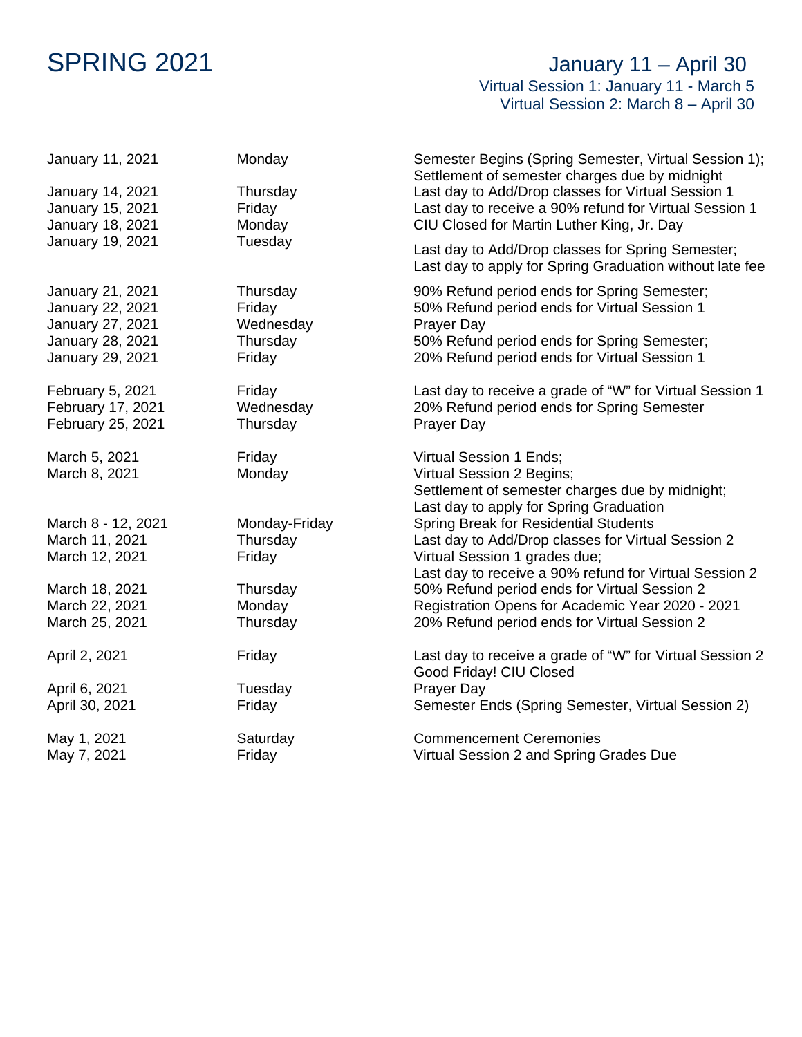# SPRING 2021

January 11 – April 30

Virtual Session 1: January 11 - March 5

Virtual Session 2: March 8 – April 30

| Date | Day | Event |
|---|---|---|
| January 11, 2021 | Monday | Semester Begins (Spring Semester, Virtual Session 1); Settlement of semester charges due by midnight |
| January 14, 2021 | Thursday | Last day to Add/Drop classes for Virtual Session 1 |
| January 15, 2021 | Friday | Last day to receive a 90% refund for Virtual Session 1 |
| January 18, 2021 | Monday | CIU Closed for Martin Luther King, Jr. Day |
| January 19, 2021 | Tuesday | Last day to Add/Drop classes for Spring Semester; Last day to apply for Spring Graduation without late fee |
| January 21, 2021 | Thursday | 90% Refund period ends for Spring Semester; |
| January 22, 2021 | Friday | 50% Refund period ends for Virtual Session 1 |
| January 27, 2021 | Wednesday | Prayer Day |
| January 28, 2021 | Thursday | 50% Refund period ends for Spring Semester; |
| January 29, 2021 | Friday | 20% Refund period ends for Virtual Session 1 |
| February 5, 2021 | Friday | Last day to receive a grade of "W" for Virtual Session 1 |
| February 17, 2021 | Wednesday | 20% Refund period ends for Spring Semester |
| February 25, 2021 | Thursday | Prayer Day |
| March 5, 2021 | Friday | Virtual Session 1 Ends; |
| March 8, 2021 | Monday | Virtual Session 2 Begins; Settlement of semester charges due by midnight; Last day to apply for Spring Graduation |
| March 8 - 12, 2021 | Monday-Friday | Spring Break for Residential Students |
| March 11, 2021 | Thursday | Last day to Add/Drop classes for Virtual Session 2 |
| March 12, 2021 | Friday | Virtual Session 1 grades due; Last day to receive a 90% refund for Virtual Session 2 |
| March 18, 2021 | Thursday | 50% Refund period ends for Virtual Session 2 |
| March 22, 2021 | Monday | Registration Opens for Academic Year 2020 - 2021 |
| March 25, 2021 | Thursday | 20% Refund period ends for Virtual Session 2 |
| April 2, 2021 | Friday | Last day to receive a grade of "W" for Virtual Session 2; Good Friday! CIU Closed |
| April 6, 2021 | Tuesday | Prayer Day |
| April 30, 2021 | Friday | Semester Ends (Spring Semester, Virtual Session 2) |
| May 1, 2021 | Saturday | Commencement Ceremonies |
| May 7, 2021 | Friday | Virtual Session 2 and Spring Grades Due |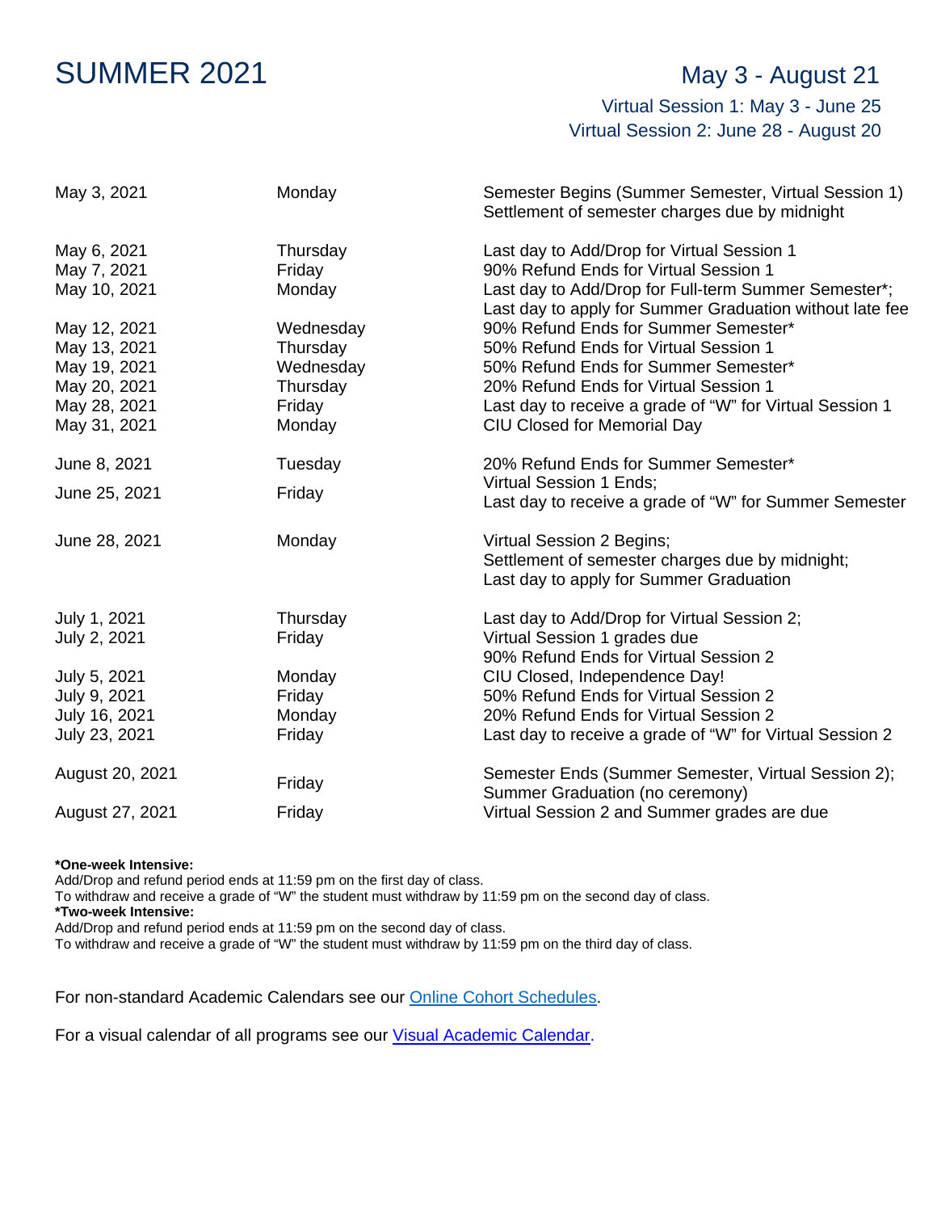# SUMMER 2021

**May 3 - August 21**

Virtual Session 1: May 3 - June 25
Virtual Session 2: June 28 - August 20

| | | |
|---|---|---|
| May 3, 2021 | Monday | Semester Begins (Summer Semester, Virtual Session 1)<br>Settlement of semester charges due by midnight |
| May 6, 2021 | Thursday | Last day to Add/Drop for Virtual Session 1 |
| May 7, 2021 | Friday | 90% Refund Ends for Virtual Session 1 |
| May 10, 2021 | Monday | Last day to Add/Drop for Full-term Summer Semester*;<br>Last day to apply for Summer Graduation without late fee |
| May 12, 2021 | Wednesday | 90% Refund Ends for Summer Semester* |
| May 13, 2021 | Thursday | 50% Refund Ends for Virtual Session 1 |
| May 19, 2021 | Wednesday | 50% Refund Ends for Summer Semester* |
| May 20, 2021 | Thursday | 20% Refund Ends for Virtual Session 1 |
| May 28, 2021 | Friday | Last day to receive a grade of "W" for Virtual Session 1 |
| May 31, 2021 | Monday | CIU Closed for Memorial Day |
| June 8, 2021 | Tuesday | 20% Refund Ends for Summer Semester* |
| June 25, 2021 | Friday | Virtual Session 1 Ends;<br>Last day to receive a grade of "W" for Summer Semester |
| June 28, 2021 | Monday | Virtual Session 2 Begins;<br>Settlement of semester charges due by midnight;<br>Last day to apply for Summer Graduation |
| July 1, 2021 | Thursday | Last day to Add/Drop for Virtual Session 2; |
| July 2, 2021 | Friday | Virtual Session 1 grades due<br>90% Refund Ends for Virtual Session 2 |
| July 5, 2021 | Monday | CIU Closed, Independence Day! |
| July 9, 2021 | Friday | 50% Refund Ends for Virtual Session 2 |
| July 16, 2021 | Monday | 20% Refund Ends for Virtual Session 2 |
| July 23, 2021 | Friday | Last day to receive a grade of "W" for Virtual Session 2 |
| August 20, 2021 | Friday | Semester Ends (Summer Semester, Virtual Session 2);<br>Summer Graduation (no ceremony) |
| August 27, 2021 | Friday | Virtual Session 2 and Summer grades are due |

**\*One-week Intensive:**
Add/Drop and refund period ends at 11:59 pm on the first day of class.
To withdraw and receive a grade of "W" the student must withdraw by 11:59 pm on the second day of class.
**\*Two-week Intensive:**
Add/Drop and refund period ends at 11:59 pm on the second day of class.
To withdraw and receive a grade of "W" the student must withdraw by 11:59 pm on the third day of class.

For non-standard Academic Calendars see our Online Cohort Schedules.

For a visual calendar of all programs see our Visual Academic Calendar.